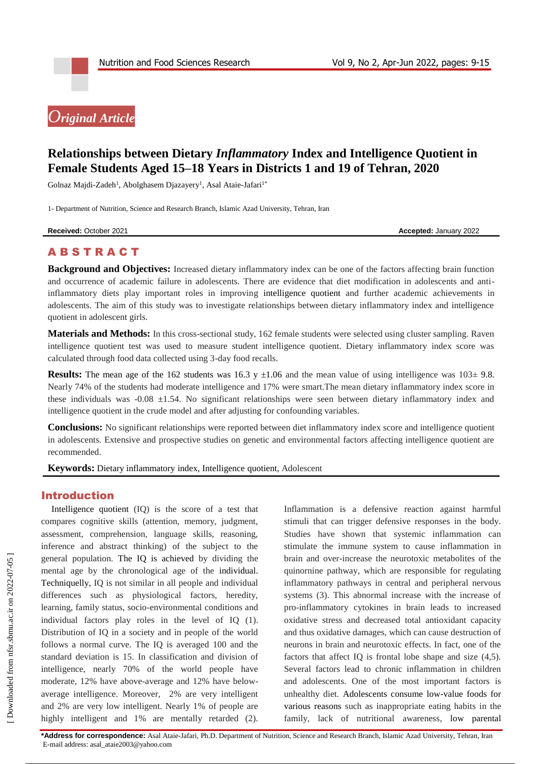Original Article

# Relationships between Dietary *Inflammatory* Index and Intelligence Quotient in Female Students Aged 15–18 Years in Districts 1 and 19 of Tehran, 2020

Golnaz Majdi-Zadeh[1], Abolghasem Djazayery[1], Asal Ataie-Jafari[1*]

1- Department of Nutrition, Science and Research Branch, Islamic Azad University, Tehran, Iran

**Received:** October 2021 **Accepted:** January 2022

## ABSTRACT

**Background and Objectives:** Increased dietary inflammatory index can be one of the factors affecting brain function and occurrence of academic failure in adolescents. There are evidence that diet modification in adolescents and anti-inflammatory diets play important roles in improving intelligence quotient and further academic achievements in adolescents. The aim of this study was to investigate relationships between dietary inflammatory index and intelligence quotient in adolescent girls.

**Materials and Methods:** In this cross-sectional study, 162 female students were selected using cluster sampling. Raven intelligence quotient test was used to measure student intelligence quotient. Dietary inflammatory index score was calculated through food data collected using 3-day food recalls.

**Results:** The mean age of the 162 students was 16.3 y ±1.06 and the mean value of using intelligence was 103± 9.8. Nearly 74% of the students had moderate intelligence and 17% were smart.The mean dietary inflammatory index score in these individuals was -0.08 ±1.54. No significant relationships were seen between dietary inflammatory index and intelligence quotient in the crude model and after adjusting for confounding variables.

**Conclusions:** No significant relationships were reported between diet inflammatory index score and intelligence quotient in adolescents. Extensive and prospective studies on genetic and environmental factors affecting intelligence quotient are recommended.

**Keywords:** Dietary inflammatory index, Intelligence quotient, Adolescent

## Introduction

Intelligence quotient (IQ) is the score of a test that compares cognitive skills (attention, memory, judgment, assessment, comprehension, language skills, reasoning, inference and abstract thinking) of the subject to the general population. The IQ is achieved by dividing the mental age by the chronological age of the individual. Techniquelly, IQ is not similar in all people and individual differences such as physiological factors, heredity, learning, family status, socio-environmental conditions and individual factors play roles in the level of IQ (1). Distribution of IQ in a society and in people of the world follows a normal curve. The IQ is averaged 100 and the standard deviation is 15. In classification and division of intelligence, nearly 70% of the world people have moderate, 12% have above-average and 12% have below-average intelligence. Moreover, 2% are very intelligent and 2% are very low intelligent. Nearly 1% of people are highly intelligent and 1% are mentally retarded (2).

Inflammation is a defensive reaction against harmful stimuli that can trigger defensive responses in the body. Studies have shown that systemic inflammation can stimulate the immune system to cause inflammation in brain and over-increase the neurotoxic metabolites of the quinornine pathway, which are responsible for regulating inflammatory pathways in central and peripheral nervous systems (3). This abnormal increase with the increase of pro-inflammatory cytokines in brain leads to increased oxidative stress and decreased total antioxidant capacity and thus oxidative damages, which can cause destruction of neurons in brain and neurotoxic effects. In fact, one of the factors that affect IQ is frontal lobe shape and size (4,5). Several factors lead to chronic inflammation in children and adolescents. One of the most important factors is unhealthy diet. Adolescents consume low-value foods for various reasons such as inappropriate eating habits in the family, lack of nutritional awareness, low parental

***Address for correspondence:** Asal Ataie-Jafari, Ph.D. Department of Nutrition, Science and Research Branch, Islamic Azad University, Tehran, Iran
E-mail address: asal_ataie2003@yahoo.com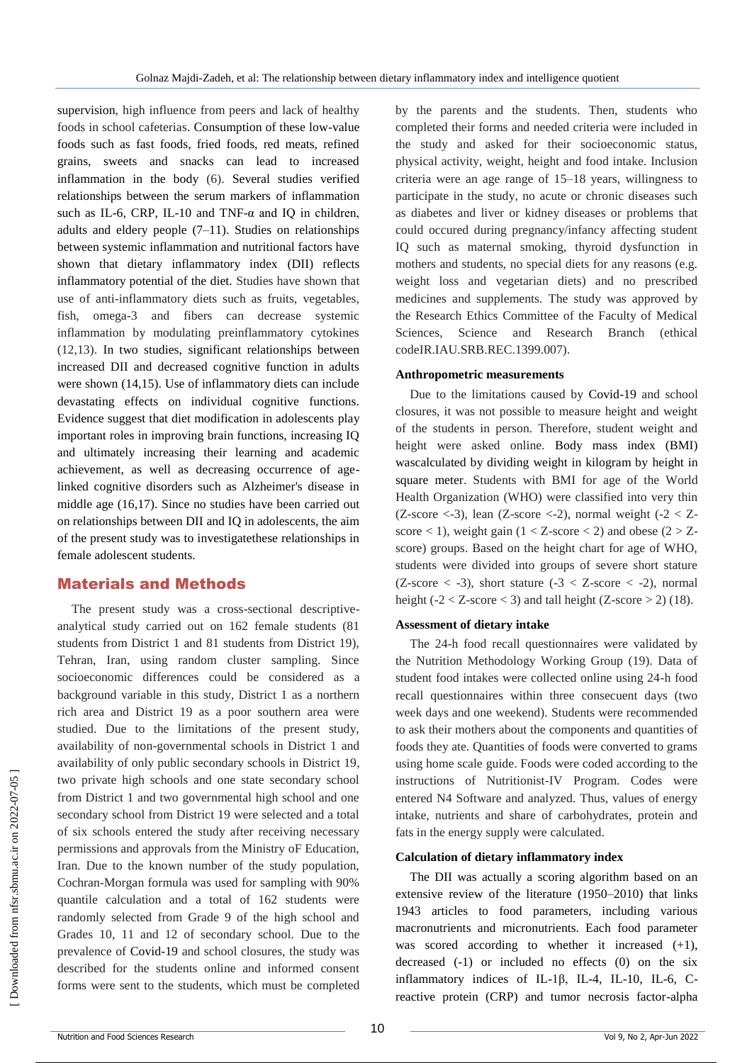supervision, high influence from peers and lack of healthy foods in school cafeterias. Consumption of these low-value foods such as fast foods, fried foods, red meats, refined grains, sweets and snacks can lead to increased inflammation in the body (6). Several studies verified relationships between the serum markers of inflammation such as IL-6, CRP, IL-10 and TNF-α and IQ in children, adults and eldery people (7–11). Studies on relationships between systemic inflammation and nutritional factors have shown that dietary inflammatory index (DII) reflects inflammatory potential of the diet. Studies have shown that use of anti-inflammatory diets such as fruits, vegetables, fish, omega-3 and fibers can decrease systemic inflammation by modulating preinflammatory cytokines (12,13). In two studies, significant relationships between increased DII and decreased cognitive function in adults were shown (14,15). Use of inflammatory diets can include devastating effects on individual cognitive functions. Evidence suggest that diet modification in adolescents play important roles in improving brain functions, increasing IQ and ultimately increasing their learning and academic achievement, as well as decreasing occurrence of age-linked cognitive disorders such as Alzheimer's disease in middle age (16,17). Since no studies have been carried out on relationships between DII and IQ in adolescents, the aim of the present study was to investigatethese relationships in female adolescent students.

## Materials and Methods

The present study was a cross-sectional descriptive-analytical study carried out on 162 female students (81 students from District 1 and 81 students from District 19), Tehran, Iran, using random cluster sampling. Since socioeconomic differences could be considered as a background variable in this study, District 1 as a northern rich area and District 19 as a poor southern area were studied. Due to the limitations of the present study, availability of non-governmental schools in District 1 and availability of only public secondary schools in District 19, two private high schools and one state secondary school from District 1 and two governmental high school and one secondary school from District 19 were selected and a total of six schools entered the study after receiving necessary permissions and approvals from the Ministry oF Education, Iran. Due to the known number of the study population, Cochran-Morgan formula was used for sampling with 90% quantile calculation and a total of 162 students were randomly selected from Grade 9 of the high school and Grades 10, 11 and 12 of secondary school. Due to the prevalence of Covid-19 and school closures, the study was described for the students online and informed consent forms were sent to the students, which must be completed by the parents and the students. Then, students who completed their forms and needed criteria were included in the study and asked for their socioeconomic status, physical activity, weight, height and food intake. Inclusion criteria were an age range of 15–18 years, willingness to participate in the study, no acute or chronic diseases such as diabetes and liver or kidney diseases or problems that could occured during pregnancy/infancy affecting student IQ such as maternal smoking, thyroid dysfunction in mothers and students, no special diets for any reasons (e.g. weight loss and vegetarian diets) and no prescribed medicines and supplements. The study was approved by the Research Ethics Committee of the Faculty of Medical Sciences, Science and Research Branch (ethical codeIR.IAU.SRB.REC.1399.007).

### Anthropometric measurements

Due to the limitations caused by Covid-19 and school closures, it was not possible to measure height and weight of the students in person. Therefore, student weight and height were asked online. Body mass index (BMI) wascalculated by dividing weight in kilogram by height in square meter. Students with BMI for age of the World Health Organization (WHO) were classified into very thin (Z-score <-3), lean (Z-score <-2), normal weight (-2 < Z-score < 1), weight gain (1 < Z-score < 2) and obese (2 > Z-score) groups. Based on the height chart for age of WHO, students were divided into groups of severe short stature (Z-score < -3), short stature (-3 < Z-score < -2), normal height (-2 < Z-score < 3) and tall height (Z-score > 2) (18).

### Assessment of dietary intake

The 24-h food recall questionnaires were validated by the Nutrition Methodology Working Group (19). Data of student food intakes were collected online using 24-h food recall questionnaires within three consecuent days (two week days and one weekend). Students were recommended to ask their mothers about the components and quantities of foods they ate. Quantities of foods were converted to grams using home scale guide. Foods were coded according to the instructions of Nutritionist-IV Program. Codes were entered N4 Software and analyzed. Thus, values of energy intake, nutrients and share of carbohydrates, protein and fats in the energy supply were calculated.

### Calculation of dietary inflammatory index

The DII was actually a scoring algorithm based on an extensive review of the literature (1950–2010) that links 1943 articles to food parameters, including various macronutrients and micronutrients. Each food parameter was scored according to whether it increased (+1), decreased (-1) or included no effects (0) on the six inflammatory indices of IL-1β, IL-4, IL-10, IL-6, C-reactive protein (CRP) and tumor necrosis factor-alpha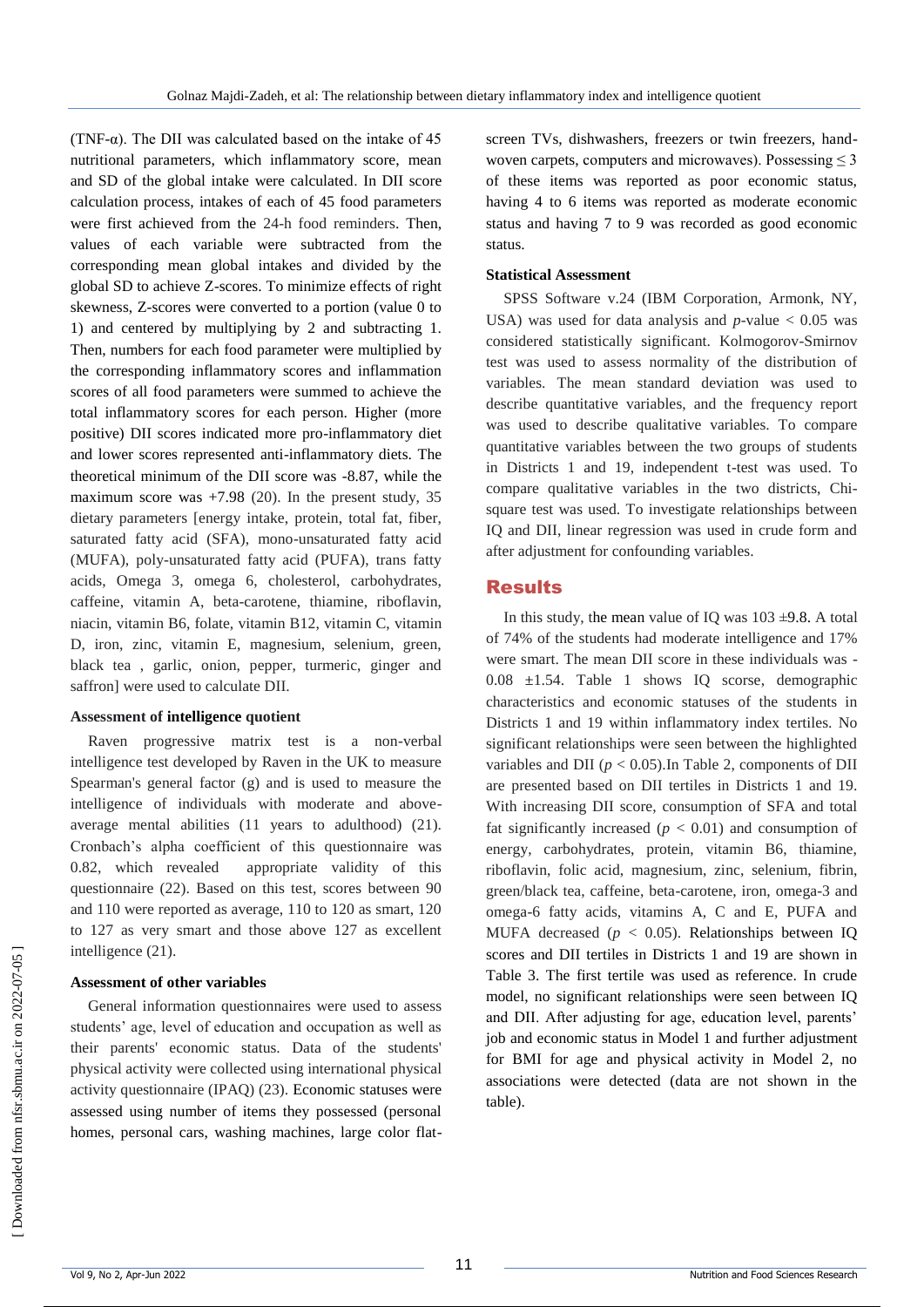(TNF-α). The DII was calculated based on the intake of 45 nutritional parameters, which inflammatory score, mean and SD of the global intake were calculated. In DII score calculation process, intakes of each of 45 food parameters were first achieved from the 24-h food reminders. Then, values of each variable were subtracted from the corresponding mean global intakes and divided by the global SD to achieve Z-scores. To minimize effects of right skewness, Z-scores were converted to a portion (value 0 to 1) and centered by multiplying by 2 and subtracting 1. Then, numbers for each food parameter were multiplied by the corresponding inflammatory scores and inflammation scores of all food parameters were summed to achieve the total inflammatory scores for each person. Higher (more positive) DII scores indicated more pro-inflammatory diet and lower scores represented anti-inflammatory diets. The theoretical minimum of the DII score was -8.87, while the maximum score was +7.98 (20). In the present study, 35 dietary parameters [energy intake, protein, total fat, fiber, saturated fatty acid (SFA), mono-unsaturated fatty acid (MUFA), poly-unsaturated fatty acid (PUFA), trans fatty acids, Omega 3, omega 6, cholesterol, carbohydrates, caffeine, vitamin A, beta-carotene, thiamine, riboflavin, niacin, vitamin B6, folate, vitamin B12, vitamin C, vitamin D, iron, zinc, vitamin E, magnesium, selenium, green, black tea , garlic, onion, pepper, turmeric, ginger and saffron] were used to calculate DII.

#### Assessment of intelligence quotient

Raven progressive matrix test is a non-verbal intelligence test developed by Raven in the UK to measure Spearman's general factor (g) and is used to measure the intelligence of individuals with moderate and above-average mental abilities (11 years to adulthood) (21). Cronbach's alpha coefficient of this questionnaire was 0.82, which revealed appropriate validity of this questionnaire (22). Based on this test, scores between 90 and 110 were reported as average, 110 to 120 as smart, 120 to 127 as very smart and those above 127 as excellent intelligence (21).

#### Assessment of other variables

General information questionnaires were used to assess students' age, level of education and occupation as well as their parents' economic status. Data of the students' physical activity were collected using international physical activity questionnaire (IPAQ) (23). Economic statuses were assessed using number of items they possessed (personal homes, personal cars, washing machines, large color flat-screen TVs, dishwashers, freezers or twin freezers, hand-woven carpets, computers and microwaves). Possessing ≤ 3 of these items was reported as poor economic status, having 4 to 6 items was reported as moderate economic status and having 7 to 9 was recorded as good economic status.

#### Statistical Assessment

SPSS Software v.24 (IBM Corporation, Armonk, NY, USA) was used for data analysis and *p*-value $< 0.05$ was considered statistically significant. Kolmogorov-Smirnov test was used to assess normality of the distribution of variables. The mean standard deviation was used to describe quantitative variables, and the frequency report was used to describe qualitative variables. To compare quantitative variables between the two groups of students in Districts 1 and 19, independent t-test was used. To compare qualitative variables in the two districts, Chi-square test was used. To investigate relationships between IQ and DII, linear regression was used in crude form and after adjustment for confounding variables.

## Results

In this study, the mean value of IQ was 103 ±9.8. A total of 74% of the students had moderate intelligence and 17% were smart. The mean DII score in these individuals was -0.08 ±1.54. Table 1 shows IQ scorse, demographic characteristics and economic statuses of the students in Districts 1 and 19 within inflammatory index tertiles. No significant relationships were seen between the highlighted variables and DII ($p < 0.05$).In Table 2, components of DII are presented based on DII tertiles in Districts 1 and 19. With increasing DII score, consumption of SFA and total fat significantly increased ($p < 0.01$) and consumption of energy, carbohydrates, protein, vitamin B6, thiamine, riboflavin, folic acid, magnesium, zinc, selenium, fibrin, green/black tea, caffeine, beta-carotene, iron, omega-3 and omega-6 fatty acids, vitamins A, C and E, PUFA and MUFA decreased ($p < 0.05$). Relationships between IQ scores and DII tertiles in Districts 1 and 19 are shown in Table 3. The first tertile was used as reference. In crude model, no significant relationships were seen between IQ and DII. After adjusting for age, education level, parents' job and economic status in Model 1 and further adjustment for BMI for age and physical activity in Model 2, no associations were detected (data are not shown in the table).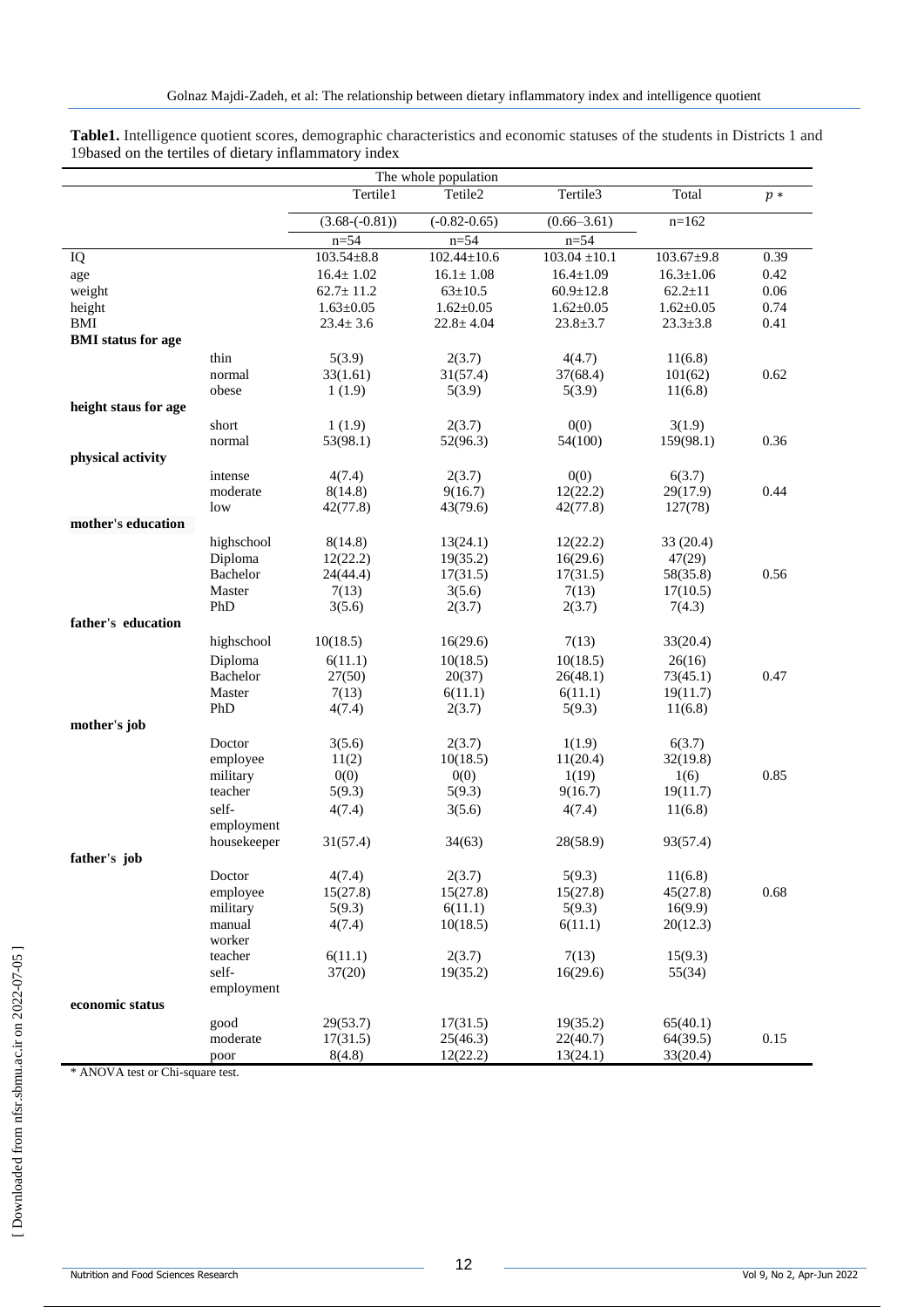**Table1.** Intelligence quotient scores, demographic characteristics and economic statuses of the students in Districts 1 and 19based on the tertiles of dietary inflammatory index

| | | The whole population | | | | |
|---|---|---|---|---|---|---|
| | | Tertile1 | Tetile2 | Tertile3 | Total | *p* * |
| | | (3.68-(-0.81)) | (-0.82-0.65) | (0.66–3.61) | n=162 | |
| | | n=54 | n=54 | n=54 | | |
| IQ | | 103.54±8.8 | 102.44±10.6 | 103.04 ±10.1 | 103.67±9.8 | 0.39 |
| age | | 16.4± 1.02 | 16.1± 1.08 | 16.4±1.09 | 16.3±1.06 | 0.42 |
| weight | | 62.7± 11.2 | 63±10.5 | 60.9±12.8 | 62.2±11 | 0.06 |
| height | | 1.63±0.05 | 1.62±0.05 | 1.62±0.05 | 1.62±0.05 | 0.74 |
| BMI | | 23.4± 3.6 | 22.8± 4.04 | 23.8±3.7 | 23.3±3.8 | 0.41 |
| **BMI status for age** | | | | | | |
| | thin | 5(3.9) | 2(3.7) | 4(4.7) | 11(6.8) | |
| | normal | 33(1.61) | 31(57.4) | 37(68.4) | 101(62) | 0.62 |
| | obese | 1 (1.9) | 5(3.9) | 5(3.9) | 11(6.8) | |
| **height staus for age** | | | | | | |
| | short | 1 (1.9) | 2(3.7) | 0(0) | 3(1.9) | |
| | normal | 53(98.1) | 52(96.3) | 54(100) | 159(98.1) | 0.36 |
| **physical activity** | | | | | | |
| | intense | 4(7.4) | 2(3.7) | 0(0) | 6(3.7) | |
| | moderate | 8(14.8) | 9(16.7) | 12(22.2) | 29(17.9) | 0.44 |
| | low | 42(77.8) | 43(79.6) | 42(77.8) | 127(78) | |
| **mother's education** | | | | | | |
| | highschool | 8(14.8) | 13(24.1) | 12(22.2) | 33 (20.4) | |
| | Diploma | 12(22.2) | 19(35.2) | 16(29.6) | 47(29) | |
| | Bachelor | 24(44.4) | 17(31.5) | 17(31.5) | 58(35.8) | 0.56 |
| | Master | 7(13) | 3(5.6) | 7(13) | 17(10.5) | |
| | PhD | 3(5.6) | 2(3.7) | 2(3.7) | 7(4.3) | |
| **father's education** | | | | | | |
| | highschool | 10(18.5) | 16(29.6) | 7(13) | 33(20.4) | |
| | Diploma | 6(11.1) | 10(18.5) | 10(18.5) | 26(16) | |
| | Bachelor | 27(50) | 20(37) | 26(48.1) | 73(45.1) | 0.47 |
| | Master | 7(13) | 6(11.1) | 6(11.1) | 19(11.7) | |
| | PhD | 4(7.4) | 2(3.7) | 5(9.3) | 11(6.8) | |
| **mother's job** | | | | | | |
| | Doctor | 3(5.6) | 2(3.7) | 1(1.9) | 6(3.7) | |
| | employee | 11(2) | 10(18.5) | 11(20.4) | 32(19.8) | |
| | military | 0(0) | 0(0) | 1(19) | 1(6) | 0.85 |
| | teacher | 5(9.3) | 5(9.3) | 9(16.7) | 19(11.7) | |
| | self-employment | 4(7.4) | 3(5.6) | 4(7.4) | 11(6.8) | |
| | housekeeper | 31(57.4) | 34(63) | 28(58.9) | 93(57.4) | |
| **father's job** | | | | | | |
| | Doctor | 4(7.4) | 2(3.7) | 5(9.3) | 11(6.8) | |
| | employee | 15(27.8) | 15(27.8) | 15(27.8) | 45(27.8) | 0.68 |
| | military | 5(9.3) | 6(11.1) | 5(9.3) | 16(9.9) | |
| | manual worker | 4(7.4) | 10(18.5) | 6(11.1) | 20(12.3) | |
| | teacher | 6(11.1) | 2(3.7) | 7(13) | 15(9.3) | |
| | self-employment | 37(20) | 19(35.2) | 16(29.6) | 55(34) | |
| **economic status** | | | | | | |
| | good | 29(53.7) | 17(31.5) | 19(35.2) | 65(40.1) | |
| | moderate | 17(31.5) | 25(46.3) | 22(40.7) | 64(39.5) | 0.15 |
| | poor | 8(4.8) | 12(22.2) | 13(24.1) | 33(20.4) | |

\* ANOVA test or Chi-square test.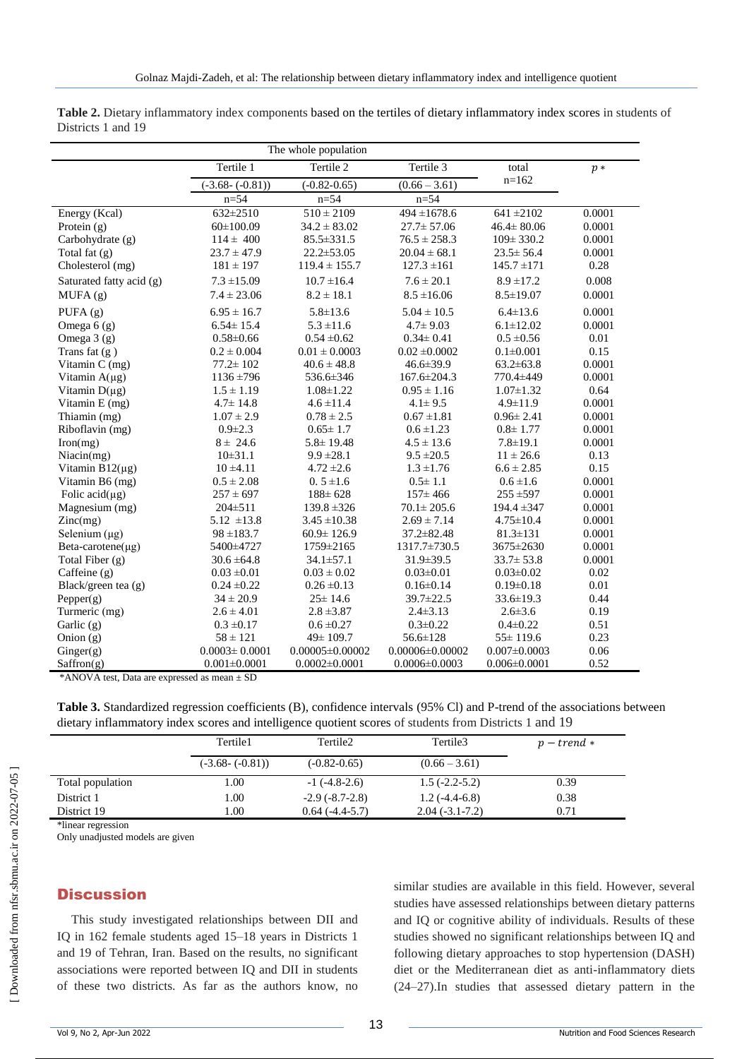**Table 2.** Dietary inflammatory index components based on the tertiles of dietary inflammatory index scores in students of Districts 1 and 19

| The whole population | | | | | |
|---|---|---|---|---|---|
| | Tertile 1 | Tertile 2 | Tertile 3 | total | $p*$ |
| | (-3.68- (-0.81)) | (-0.82-0.65) | (0.66 – 3.61) | n=162 | |
| | n=54 | n=54 | n=54 | | |
| Energy (Kcal) | 632±2510 | 510 ± 2109 | 494 ±1678.6 | 641 ±2102 | 0.0001 |
| Protein (g) | 60±100.09 | 34.2 ± 83.02 | 27.7± 57.06 | 46.4± 80.06 | 0.0001 |
| Carbohydrate (g) | 114 ± 400 | 85.5±331.5 | 76.5 ± 258.3 | 109± 330.2 | 0.0001 |
| Total fat (g) | 23.7 ± 47.9 | 22.2±53.05 | 20.04 ± 68.1 | 23.5± 56.4 | 0.0001 |
| Cholesterol (mg) | 181 ± 197 | 119.4 ± 155.7 | 127.3 ±161 | 145.7 ±171 | 0.28 |
| Saturated fatty acid (g) | 7.3 ±15.09 | 10.7 ±16.4 | 7.6 ± 20.1 | 8.9 ±17.2 | 0.008 |
| MUFA (g) | 7.4 ± 23.06 | 8.2 ± 18.1 | 8.5 ±16.06 | 8.5±19.07 | 0.0001 |
| PUFA (g) | 6.95 ± 16.7 | 5.8±13.6 | 5.04 ± 10.5 | 6.4±13.6 | 0.0001 |
| Omega 6 (g) | 6.54± 15.4 | 5.3 ±11.6 | 4.7± 9.03 | 6.1±12.02 | 0.0001 |
| Omega 3 (g) | 0.58±0.66 | 0.54 ±0.62 | 0.34± 0.41 | 0.5 ±0.56 | 0.01 |
| Trans fat (g ) | 0.2 ± 0.004 | 0.01 ± 0.0003 | 0.02 ±0.0002 | 0.1±0.001 | 0.15 |
| Vitamin C (mg) | 77.2± 102 | 40.6 ± 48.8 | 46.6±39.9 | 63.2±63.8 | 0.0001 |
| Vitamin A(µg) | 1136 ±796 | 536.6±346 | 167.6±204.3 | 770.4±449 | 0.0001 |
| Vitamin D(µg) | 1.5 ± 1.19 | 1.08±1.22 | 0.95 ± 1.16 | 1.07±1.32 | 0.64 |
| Vitamin E (mg) | 4.7± 14.8 | 4.6 ±11.4 | 4.1± 9.5 | 4.9±11.9 | 0.0001 |
| Thiamin (mg) | 1.07 ± 2.9 | 0.78 ± 2.5 | 0.67 ±1.81 | 0.96± 2.41 | 0.0001 |
| Riboflavin (mg) | 0.9±2.3 | 0.65± 1.7 | 0.6 ±1.23 | 0.8± 1.77 | 0.0001 |
| Iron(mg) | 8 ± 24.6 | 5.8± 19.48 | 4.5 ± 13.6 | 7.8±19.1 | 0.0001 |
| Niacin(mg) | 10±31.1 | 9.9 ±28.1 | 9.5 ±20.5 | 11 ± 26.6 | 0.13 |
| Vitamin B12(µg) | 10 ±4.11 | 4.72 ±2.6 | 1.3 ±1.76 | 6.6 ± 2.85 | 0.15 |
| Vitamin B6 (mg) | 0.5 ± 2.08 | 0. 5 ±1.6 | 0.5± 1.1 | 0.6 ±1.6 | 0.0001 |
| Folic acid(µg) | 257 ± 697 | 188± 628 | 157± 466 | 255 ±597 | 0.0001 |
| Magnesium (mg) | 204±511 | 139.8 ±326 | 70.1± 205.6 | 194.4 ±347 | 0.0001 |
| Zinc(mg) | 5.12 ±13.8 | 3.45 ±10.38 | 2.69 ± 7.14 | 4.75±10.4 | 0.0001 |
| Selenium (µg) | 98 ±183.7 | 60.9± 126.9 | 37.2±82.48 | 81.3±131 | 0.0001 |
| Beta-carotene(µg) | 5400±4727 | 1759±2165 | 1317.7±730.5 | 3675±2630 | 0.0001 |
| Total Fiber (g) | 30.6 ±64.8 | 34.1±57.1 | 31.9±39.5 | 33.7± 53.8 | 0.0001 |
| Caffeine (g) | 0.03 ±0.01 | 0.03 ± 0.02 | 0.03±0.01 | 0.03±0.02 | 0.02 |
| Black/green tea (g) | 0.24 ±0.22 | 0.26 ±0.13 | 0.16±0.14 | 0.19±0.18 | 0.01 |
| Pepper(g) | 34 ± 20.9 | 25± 14.6 | 39.7±22.5 | 33.6±19.3 | 0.44 |
| Turmeric (mg) | 2.6 ± 4.01 | 2.8 ±3.87 | 2.4±3.13 | 2.6±3.6 | 0.19 |
| Garlic (g) | 0.3 ±0.17 | 0.6 ±0.27 | 0.3±0.22 | 0.4±0.22 | 0.51 |
| Onion (g) | 58 ± 121 | 49± 109.7 | 56.6±128 | 55± 119.6 | 0.23 |
| Ginger(g) | 0.0003± 0.0001 | 0.00005±0.00002 | 0.00006±0.00002 | 0.007±0.0003 | 0.06 |
| Saffron(g) | 0.001±0.0001 | 0.0002±0.0001 | 0.0006±0.0003 | 0.006±0.0001 | 0.52 |

*ANOVA test, Data are expressed as mean ± SD

**Table 3.** Standardized regression coefficients (B), confidence intervals (95% Cl) and P-trend of the associations between dietary inflammatory index scores and intelligence quotient scores of students from Districts 1 and 19

| | Tertile1 | Tertile2 | Tertile3 | $p-trend*$ |
|---|---|---|---|---|
| | (-3.68- (-0.81)) | (-0.82-0.65) | (0.66 – 3.61) | |
| Total population | 1.00 | -1 (-4.8-2.6) | 1.5 (-2.2-5.2) | 0.39 |
| District 1 | 1.00 | -2.9 (-8.7-2.8) | 1.2 (-4.4-6.8) | 0.38 |
| District 19 | 1.00 | 0.64 (-4.4-5.7) | 2.04 (-3.1-7.2) | 0.71 |

*linear regression

Only unadjusted models are given

## Discussion

This study investigated relationships between DII and IQ in 162 female students aged 15–18 years in Districts 1 and 19 of Tehran, Iran. Based on the results, no significant associations were reported between IQ and DII in students of these two districts. As far as the authors know, no similar studies are available in this field. However, several studies have assessed relationships between dietary patterns and IQ or cognitive ability of individuals. Results of these studies showed no significant relationships between IQ and following dietary approaches to stop hypertension (DASH) diet or the Mediterranean diet as anti-inflammatory diets (24–27).In studies that assessed dietary pattern in the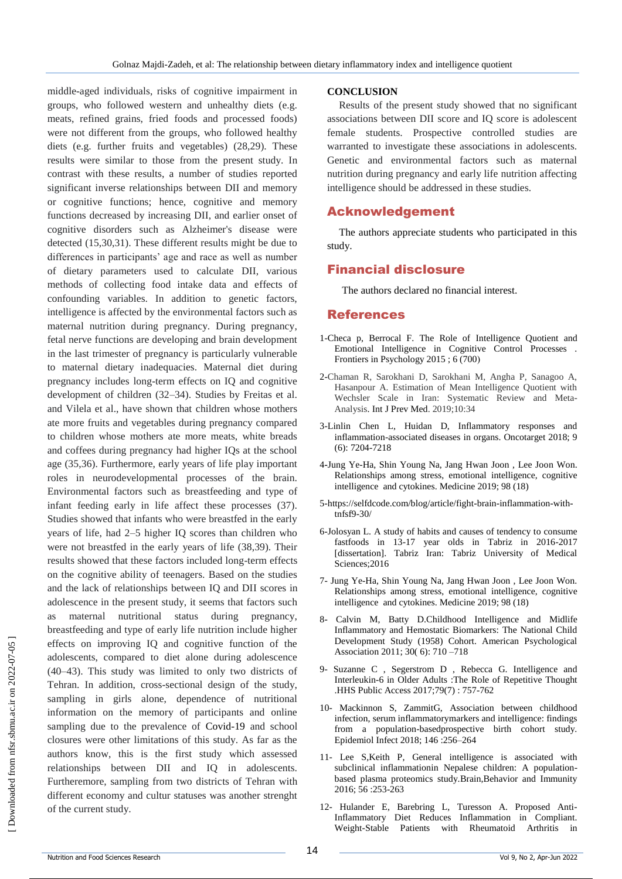middle-aged individuals, risks of cognitive impairment in groups, who followed western and unhealthy diets (e.g. meats, refined grains, fried foods and processed foods) were not different from the groups, who followed healthy diets (e.g. further fruits and vegetables) (28,29). These results were similar to those from the present study. In contrast with these results, a number of studies reported significant inverse relationships between DII and memory or cognitive functions; hence, cognitive and memory functions decreased by increasing DII, and earlier onset of cognitive disorders such as Alzheimer's disease were detected (15,30,31). These different results might be due to differences in participants' age and race as well as number of dietary parameters used to calculate DII, various methods of collecting food intake data and effects of confounding variables. In addition to genetic factors, intelligence is affected by the environmental factors such as maternal nutrition during pregnancy. During pregnancy, fetal nerve functions are developing and brain development in the last trimester of pregnancy is particularly vulnerable to maternal dietary inadequacies. Maternal diet during pregnancy includes long-term effects on IQ and cognitive development of children (32–34). Studies by Freitas et al. and Vilela et al., have shown that children whose mothers ate more fruits and vegetables during pregnancy compared to children whose mothers ate more meats, white breads and coffees during pregnancy had higher IQs at the school age (35,36). Furthermore, early years of life play important roles in neurodevelopmental processes of the brain. Environmental factors such as breastfeeding and type of infant feeding early in life affect these processes (37). Studies showed that infants who were breastfed in the early years of life, had 2–5 higher IQ scores than children who were not breastfed in the early years of life (38,39). Their results showed that these factors included long-term effects on the cognitive ability of teenagers. Based on the studies and the lack of relationships between IQ and DII scores in adolescence in the present study, it seems that factors such as maternal nutritional status during pregnancy, breastfeeding and type of early life nutrition include higher effects on improving IQ and cognitive function of the adolescents, compared to diet alone during adolescence (40–43). This study was limited to only two districts of Tehran. In addition, cross-sectional design of the study, sampling in girls alone, dependence of nutritional information on the memory of participants and online sampling due to the prevalence of Covid-19 and school closures were other limitations of this study. As far as the authors know, this is the first study which assessed relationships between DII and IQ in adolescents. Furtheremore, sampling from two districts of Tehran with different economy and cultur statuses was another strenght of the current study.

## CONCLUSION

Results of the present study showed that no significant associations between DII score and IQ score is adolescent female students. Prospective controlled studies are warranted to investigate these associations in adolescents. Genetic and environmental factors such as maternal nutrition during pregnancy and early life nutrition affecting intelligence should be addressed in these studies.

## Acknowledgement

The authors appreciate students who participated in this study.

## Financial disclosure

The authors declared no financial interest.

## References

1-Checa p, Berrocal F. The Role of Intelligence Quotient and Emotional Intelligence in Cognitive Control Processes . Frontiers in Psychology 2015 ; 6 (700)

2-Chaman R, Sarokhani D, Sarokhani M, Angha P, Sanagoo A, Hasanpour A. Estimation of Mean Intelligence Quotient with Wechsler Scale in Iran: Systematic Review and Meta-Analysis. Int J Prev Med. 2019;10:34

3-Linlin Chen L, Huidan D, Inflammatory responses and inflammation-associated diseases in organs. Oncotarget 2018; 9 (6): 7204-7218

4-Jung Ye-Ha, Shin Young Na, Jang Hwan Joon , Lee Joon Won. Relationships among stress, emotional intelligence, cognitive intelligence and cytokines. Medicine 2019; 98 (18)

5-https://selfdcode.com/blog/article/fight-brain-inflammation-with-tnfsf9-30/

6-Jolosyan L. A study of habits and causes of tendency to consume fastfoods in 13-17 year olds in Tabriz in 2016-2017 [dissertation]. Tabriz Iran: Tabriz University of Medical Sciences;2016

7- Jung Ye-Ha, Shin Young Na, Jang Hwan Joon , Lee Joon Won. Relationships among stress, emotional intelligence, cognitive intelligence and cytokines. Medicine 2019; 98 (18)

8- Calvin M, Batty D.Childhood Intelligence and Midlife Inflammatory and Hemostatic Biomarkers: The National Child Development Study (1958) Cohort. American Psychological Association 2011; 30( 6): 710 –718

9- Suzanne C , Segerstrom D , Rebecca G. Intelligence and Interleukin-6 in Older Adults :The Role of Repetitive Thought .HHS Public Access 2017;79(7) : 757-762

10- Mackinnon S, ZammitG, Association between childhood infection, serum inflammatorymarkers and intelligence: findings from a population-basedprospective birth cohort study. Epidemiol Infect 2018; 146 :256–264

11- Lee S,Keith P, General intelligence is associated with subclinical inflammationin Nepalese children: A population-based plasma proteomics study.Brain,Behavior and Immunity 2016; 56 :253-263

12- Hulander E, Barebring L, Turesson A. Proposed Anti-Inflammatory Diet Reduces Inflammation in Compliant. Weight-Stable Patients with Rheumatoid Arthritis in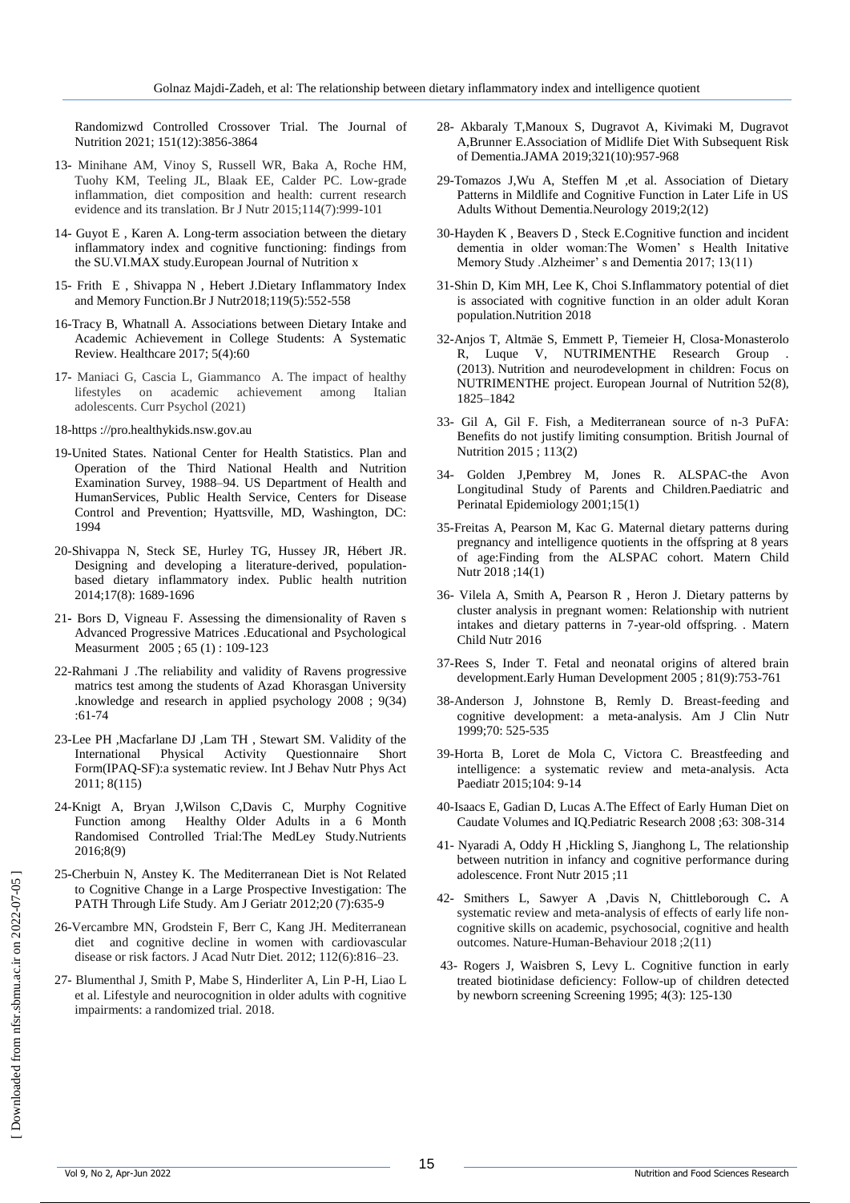Randomizwd Controlled Crossover Trial. The Journal of Nutrition 2021; 151(12):3856-3864

13- Minihane AM, Vinoy S, Russell WR, Baka A, Roche HM, Tuohy KM, Teeling JL, Blaak EE, Calder PC. Low-grade inflammation, diet composition and health: current research evidence and its translation. Br J Nutr 2015;114(7):999-101

14- Guyot E , Karen A. Long-term association between the dietary inflammatory index and cognitive functioning: findings from the SU.VI.MAX study.European Journal of Nutrition x

15- Frith E , Shivappa N , Hebert J.Dietary Inflammatory Index and Memory Function.Br J Nutr2018;119(5):552-558

16-Tracy B, Whatnall A. Associations between Dietary Intake and Academic Achievement in College Students: A Systematic Review. Healthcare 2017; 5(4):60

17- Maniaci G, Cascia L, Giammanco A. The impact of healthy lifestyles on academic achievement among Italian adolescents. Curr Psychol (2021)

18-https ://pro.healthykids.nsw.gov.au

19-United States. National Center for Health Statistics. Plan and Operation of the Third National Health and Nutrition Examination Survey, 1988–94. US Department of Health and HumanServices, Public Health Service, Centers for Disease Control and Prevention; Hyattsville, MD, Washington, DC: 1994

20-Shivappa N, Steck SE, Hurley TG, Hussey JR, Hébert JR. Designing and developing a literature-derived, population-based dietary inflammatory index. Public health nutrition 2014;17(8): 1689-1696

21- Bors D, Vigneau F. Assessing the dimensionality of Raven s Advanced Progressive Matrices .Educational and Psychological Measurment 2005 ; 65 (1) : 109-123

22-Rahmani J .The reliability and validity of Ravens progressive matrics test among the students of Azad Khorasgan University .knowledge and research in applied psychology 2008 ; 9(34) :61-74

23-Lee PH ,Macfarlane DJ ,Lam TH , Stewart SM. Validity of the International Physical Activity Questionnaire Short Form(IPAQ-SF):a systematic review. Int J Behav Nutr Phys Act 2011; 8(115)

24-Knigt A, Bryan J,Wilson C,Davis C, Murphy Cognitive Function among Healthy Older Adults in a 6 Month Randomised Controlled Trial:The MedLey Study.Nutrients 2016;8(9)

25-Cherbuin N, Anstey K. The Mediterranean Diet is Not Related to Cognitive Change in a Large Prospective Investigation: The PATH Through Life Study. Am J Geriatr 2012;20 (7):635-9

26-Vercambre MN, Grodstein F, Berr C, Kang JH. Mediterranean diet and cognitive decline in women with cardiovascular disease or risk factors. J Acad Nutr Diet. 2012; 112(6):816–23.

27- Blumenthal J, Smith P, Mabe S, Hinderliter A, Lin P-H, Liao L et al. Lifestyle and neurocognition in older adults with cognitive impairments: a randomized trial. 2018.

28- Akbaraly T,Manoux S, Dugravot A, Kivimaki M, Dugravot A,Brunner E.Association of Midlife Diet With Subsequent Risk of Dementia.JAMA 2019;321(10):957-968

29-Tomazos J,Wu A, Steffen M ,et al. Association of Dietary Patterns in Mildlife and Cognitive Function in Later Life in US Adults Without Dementia.Neurology 2019;2(12)

30-Hayden K , Beavers D , Steck E.Cognitive function and incident dementia in older woman:The Women' s Health Initative Memory Study .Alzheimer' s and Dementia 2017; 13(11)

31-Shin D, Kim MH, Lee K, Choi S.Inflammatory potential of diet is associated with cognitive function in an older adult Koran population.Nutrition 2018

32-Anjos T, Altmäe S, Emmett P, Tiemeier H, Closa-Monasterolo R, Luque V, NUTRIMENTHE Research Group . (2013). Nutrition and neurodevelopment in children: Focus on NUTRIMENTHE project. European Journal of Nutrition 52(8), 1825–1842

33- Gil A, Gil F. Fish, a Mediterranean source of n-3 PuFA: Benefits do not justify limiting consumption. British Journal of Nutrition 2015 ; 113(2)

34- Golden J,Pembrey M, Jones R. ALSPAC-the Avon Longitudinal Study of Parents and Children.Paediatric and Perinatal Epidemiology 2001;15(1)

35-Freitas A, Pearson M, Kac G. Maternal dietary patterns during pregnancy and intelligence quotients in the offspring at 8 years of age:Finding from the ALSPAC cohort. Matern Child Nutr 2018 ;14(1)

36- Vilela A, Smith A, Pearson R , Heron J. Dietary patterns by cluster analysis in pregnant women: Relationship with nutrient intakes and dietary patterns in 7-year-old offspring. . Matern Child Nutr 2016

37-Rees S, Inder T. Fetal and neonatal origins of altered brain development.Early Human Development 2005 ; 81(9):753-761

38-Anderson J, Johnstone B, Remly D. Breast-feeding and cognitive development: a meta-analysis. Am J Clin Nutr 1999;70: 525-535

39-Horta B, Loret de Mola C, Victora C. Breastfeeding and intelligence: a systematic review and meta-analysis. Acta Paediatr 2015;104: 9-14

40-Isaacs E, Gadian D, Lucas A.The Effect of Early Human Diet on Caudate Volumes and IQ.Pediatric Research 2008 ;63: 308-314

41- Nyaradi A, Oddy H ,Hickling S, Jianghong L, The relationship between nutrition in infancy and cognitive performance during adolescence. Front Nutr 2015 ;11

42- Smithers L, Sawyer A ,Davis N, Chittleborough C**.** A systematic review and meta-analysis of effects of early life non-cognitive skills on academic, psychosocial, cognitive and health outcomes. Nature-Human-Behaviour 2018 ;2(11)

43- Rogers J, Waisbren S, Levy L. Cognitive function in early treated biotinidase deficiency: Follow-up of children detected by newborn screening Screening 1995; 4(3): 125-130